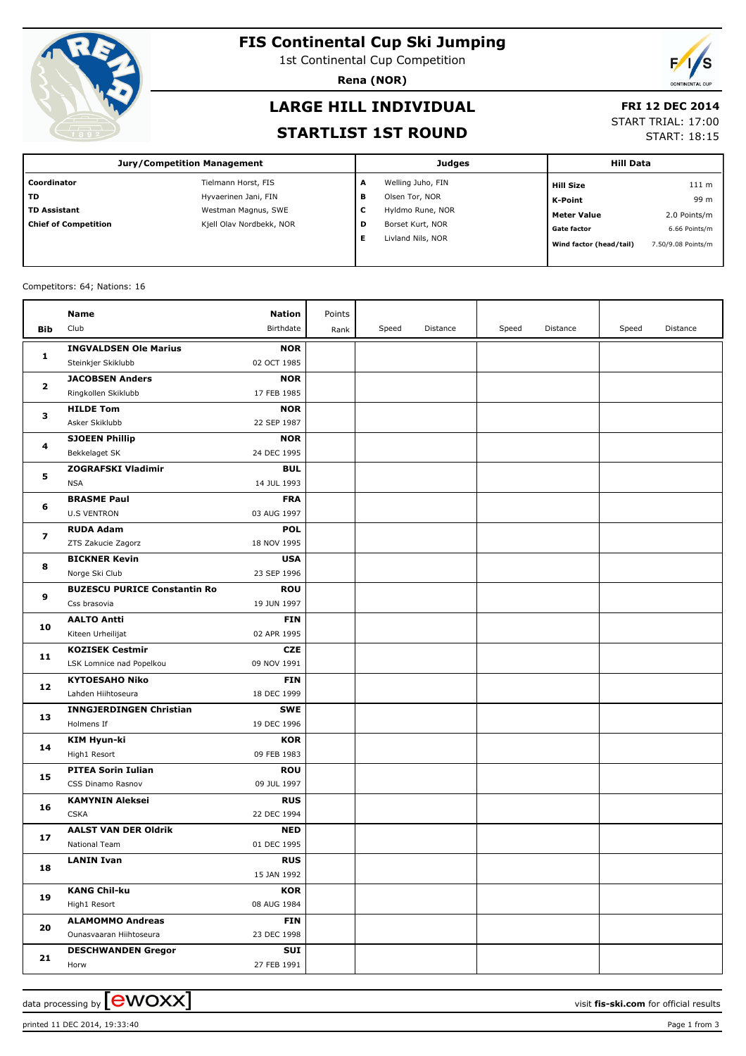# FIS Continental Cup Ski Jumping

1st Continental Cup Competition

**Rena (NOR)**

## LARGE HILL INDIVIDUAL

## STARTLIST 1ST ROUND

**FRI 12 DEC 2014**

START TRIAL: 17:00

START: 18:15

| Jury/Competition Management | | Judges | | Hill Data | |
|---|---|---|---|---|---|
| **Coordinator** | Tielmann Horst, FIS | **A** | Welling Juho, FIN | **Hill Size** | 111 m |
| **TD** | Hyvaerinen Jani, FIN | **B** | Olsen Tor, NOR | **K-Point** | 99 m |
| **TD Assistant** | Westman Magnus, SWE | **C** | Hyldmo Rune, NOR | **Meter Value** | 2.0 Points/m |
| **Chief of Competition** | Kjell Olav Nordbekk, NOR | **D** | Borset Kurt, NOR | **Gate factor** | 6.66 Points/m |
| | | **E** | Livland Nils, NOR | **Wind factor (head/tail)** | 7.50/9.08 Points/m |

Competitors: 64; Nations: 16

| Bib | Name / Club | Nation / Birthdate | Points / Rank | Speed | Distance | Speed | Distance | Speed | Distance |
|---|---|---|---|---|---|---|---|---|---|
| 1 | **INGVALDSEN Ole Marius**<br>Steinkjer Skiklubb | **NOR**<br>02 OCT 1985 | | | | | | | |
| 2 | **JACOBSEN Anders**<br>Ringkollen Skiklubb | **NOR**<br>17 FEB 1985 | | | | | | | |
| 3 | **HILDE Tom**<br>Asker Skiklubb | **NOR**<br>22 SEP 1987 | | | | | | | |
| 4 | **SJOEEN Phillip**<br>Bekkelaget SK | **NOR**<br>24 DEC 1995 | | | | | | | |
| 5 | **ZOGRAFSKI Vladimir**<br>NSA | **BUL**<br>14 JUL 1993 | | | | | | | |
| 6 | **BRASME Paul**<br>U.S VENTRON | **FRA**<br>03 AUG 1997 | | | | | | | |
| 7 | **RUDA Adam**<br>ZTS Zakucie Zagorz | **POL**<br>18 NOV 1995 | | | | | | | |
| 8 | **BICKNER Kevin**<br>Norge Ski Club | **USA**<br>23 SEP 1996 | | | | | | | |
| 9 | **BUZESCU PURICE Constantin Ro**<br>Css brasovia | **ROU**<br>19 JUN 1997 | | | | | | | |
| 10 | **AALTO Antti**<br>Kiteen Urheilijat | **FIN**<br>02 APR 1995 | | | | | | | |
| 11 | **KOZISEK Cestmir**<br>LSK Lomnice nad Popelkou | **CZE**<br>09 NOV 1991 | | | | | | | |
| 12 | **KYTOESAHO Niko**<br>Lahden Hiihtoseura | **FIN**<br>18 DEC 1999 | | | | | | | |
| 13 | **INNGJERDINGEN Christian**<br>Holmens If | **SWE**<br>19 DEC 1996 | | | | | | | |
| 14 | **KIM Hyun-ki**<br>High1 Resort | **KOR**<br>09 FEB 1983 | | | | | | | |
| 15 | **PITEA Sorin Iulian**<br>CSS Dinamo Rasnov | **ROU**<br>09 JUL 1997 | | | | | | | |
| 16 | **KAMYNIN Aleksei**<br>CSKA | **RUS**<br>22 DEC 1994 | | | | | | | |
| 17 | **AALST VAN DER Oldrik**<br>National Team | **NED**<br>01 DEC 1995 | | | | | | | |
| 18 | **LANIN Ivan** | **RUS**<br>15 JAN 1992 | | | | | | | |
| 19 | **KANG Chil-ku**<br>High1 Resort | **KOR**<br>08 AUG 1984 | | | | | | | |
| 20 | **ALAMOMMO Andreas**<br>Ounasvaaran Hiihtoseura | **FIN**<br>23 DEC 1998 | | | | | | | |
| 21 | **DESCHWANDEN Gregor**<br>Horw | **SUI**<br>27 FEB 1991 | | | | | | | |

data processing by ewoxx — visit **fis-ski.com** for official results

printed 11 DEC 2014, 19:33:40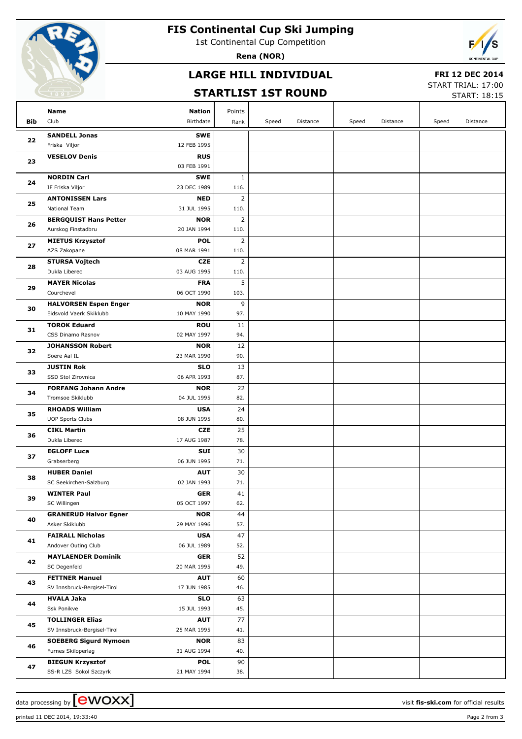# FIS Continental Cup Ski Jumping

1st Continental Cup Competition

**Rena (NOR)**

## LARGE HILL INDIVIDUAL

## STARTLIST 1ST ROUND

**FRI 12 DEC 2014**

START TRIAL: 17:00

START: 18:15

| Bib | Name / Club | Nation / Birthdate | Points / Rank | Speed | Distance | Speed | Distance | Speed | Distance |
|---|---|---|---|---|---|---|---|---|---|
| 22 | **SANDELL Jonas** Friska Viljor | **SWE** 12 FEB 1995 | | | | | | | |
| 23 | **VESELOV Denis** | **RUS** 03 FEB 1991 | | | | | | | |
| 24 | **NORDIN Carl** IF Friska Viljor | **SWE** 23 DEC 1989 | 1 116. | | | | | | |
| 25 | **ANTONISSEN Lars** National Team | **NED** 31 JUL 1995 | 2 110. | | | | | | |
| 26 | **BERGQUIST Hans Petter** Aurskog Finstadbru | **NOR** 20 JAN 1994 | 2 110. | | | | | | |
| 27 | **MIETUS Krzysztof** AZS Zakopane | **POL** 08 MAR 1991 | 2 110. | | | | | | |
| 28 | **STURSA Vojtech** Dukla Liberec | **CZE** 03 AUG 1995 | 2 110. | | | | | | |
| 29 | **MAYER Nicolas** Courchevel | **FRA** 06 OCT 1990 | 5 103. | | | | | | |
| 30 | **HALVORSEN Espen Enger** Eidsvold Vaerk Skiklubb | **NOR** 10 MAY 1990 | 9 97. | | | | | | |
| 31 | **TOROK Eduard** CSS Dinamo Rasnov | **ROU** 02 MAY 1997 | 11 94. | | | | | | |
| 32 | **JOHANSSON Robert** Soere Aal IL | **NOR** 23 MAR 1990 | 12 90. | | | | | | |
| 33 | **JUSTIN Rok** SSD Stol Zirovnica | **SLO** 06 APR 1993 | 13 87. | | | | | | |
| 34 | **FORFANG Johann Andre** Tromsoe Skiklubb | **NOR** 04 JUL 1995 | 22 82. | | | | | | |
| 35 | **RHOADS William** UOP Sports Clubs | **USA** 08 JUN 1995 | 24 80. | | | | | | |
| 36 | **CIKL Martin** Dukla Liberec | **CZE** 17 AUG 1987 | 25 78. | | | | | | |
| 37 | **EGLOFF Luca** Grabserberg | **SUI** 06 JUN 1995 | 30 71. | | | | | | |
| 38 | **HUBER Daniel** SC Seekirchen-Salzburg | **AUT** 02 JAN 1993 | 30 71. | | | | | | |
| 39 | **WINTER Paul** SC Willingen | **GER** 05 OCT 1997 | 41 62. | | | | | | |
| 40 | **GRANERUD Halvor Egner** Asker Skiklubb | **NOR** 29 MAY 1996 | 44 57. | | | | | | |
| 41 | **FAIRALL Nicholas** Andover Outing Club | **USA** 06 JUL 1989 | 47 52. | | | | | | |
| 42 | **MAYLAENDER Dominik** SC Degenfeld | **GER** 20 MAR 1995 | 52 49. | | | | | | |
| 43 | **FETTNER Manuel** SV Innsbruck-Bergisel-Tirol | **AUT** 17 JUN 1985 | 60 46. | | | | | | |
| 44 | **HVALA Jaka** Ssk Ponikve | **SLO** 15 JUL 1993 | 63 45. | | | | | | |
| 45 | **TOLLINGER Elias** SV Innsbruck-Bergisel-Tirol | **AUT** 25 MAR 1995 | 77 41. | | | | | | |
| 46 | **SOEBERG Sigurd Nymoen** Furnes Skiloperlag | **NOR** 31 AUG 1994 | 83 40. | | | | | | |
| 47 | **BIEGUN Krzysztof** SS-R LZS Sokol Szczyrk | **POL** 21 MAY 1994 | 90 38. | | | | | | |

data processing by ewoxx — visit **fis-ski.com** for official results

printed 11 DEC 2014, 19:33:40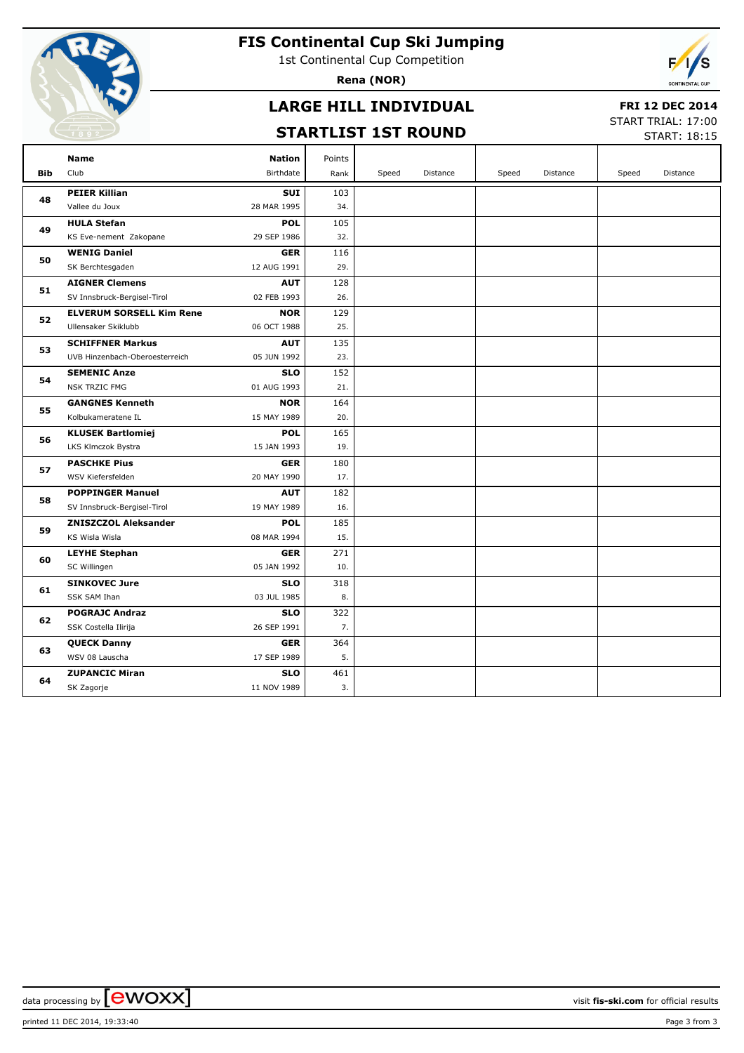# FIS Continental Cup Ski Jumping

1st Continental Cup Competition

**Rena (NOR)**

## LARGE HILL INDIVIDUAL

## STARTLIST 1ST ROUND

**FRI 12 DEC 2014**
START TRIAL: 17:00
START: 18:15

| Bib | Name / Club | Nation / Birthdate | Points / Rank | Speed | Distance | Speed | Distance | Speed | Distance |
|---|---|---|---|---|---|---|---|---|---|
| 48 | **PEIER Killian** Vallee du Joux | **SUI** 28 MAR 1995 | 103 34. | | | | | | |
| 49 | **HULA Stefan** KS Eve-nement Zakopane | **POL** 29 SEP 1986 | 105 32. | | | | | | |
| 50 | **WENIG Daniel** SK Berchtesgaden | **GER** 12 AUG 1991 | 116 29. | | | | | | |
| 51 | **AIGNER Clemens** SV Innsbruck-Bergisel-Tirol | **AUT** 02 FEB 1993 | 128 26. | | | | | | |
| 52 | **ELVERUM SORSELL Kim Rene** Ullensaker Skiklubb | **NOR** 06 OCT 1988 | 129 25. | | | | | | |
| 53 | **SCHIFFNER Markus** UVB Hinzenbach-Oberoesterreich | **AUT** 05 JUN 1992 | 135 23. | | | | | | |
| 54 | **SEMENIC Anze** NSK TRZIC FMG | **SLO** 01 AUG 1993 | 152 21. | | | | | | |
| 55 | **GANGNES Kenneth** Kolbukameratene IL | **NOR** 15 MAY 1989 | 164 20. | | | | | | |
| 56 | **KLUSEK Bartlomiej** LKS Klmczok Bystra | **POL** 15 JAN 1993 | 165 19. | | | | | | |
| 57 | **PASCHKE Pius** WSV Kiefersfelden | **GER** 20 MAY 1990 | 180 17. | | | | | | |
| 58 | **POPPINGER Manuel** SV Innsbruck-Bergisel-Tirol | **AUT** 19 MAY 1989 | 182 16. | | | | | | |
| 59 | **ZNISZCZOL Aleksander** KS Wisla Wisla | **POL** 08 MAR 1994 | 185 15. | | | | | | |
| 60 | **LEYHE Stephan** SC Willingen | **GER** 05 JAN 1992 | 271 10. | | | | | | |
| 61 | **SINKOVEC Jure** SSK SAM Ihan | **SLO** 03 JUL 1985 | 318 8. | | | | | | |
| 62 | **POGRAJC Andraz** SSK Costella Ilirija | **SLO** 26 SEP 1991 | 322 7. | | | | | | |
| 63 | **QUECK Danny** WSV 08 Lauscha | **GER** 17 SEP 1989 | 364 5. | | | | | | |
| 64 | **ZUPANCIC Miran** SK Zagorje | **SLO** 11 NOV 1989 | 461 3. | | | | | | |

data processing by ewoxx — visit **fis-ski.com** for official results

printed 11 DEC 2014, 19:33:40